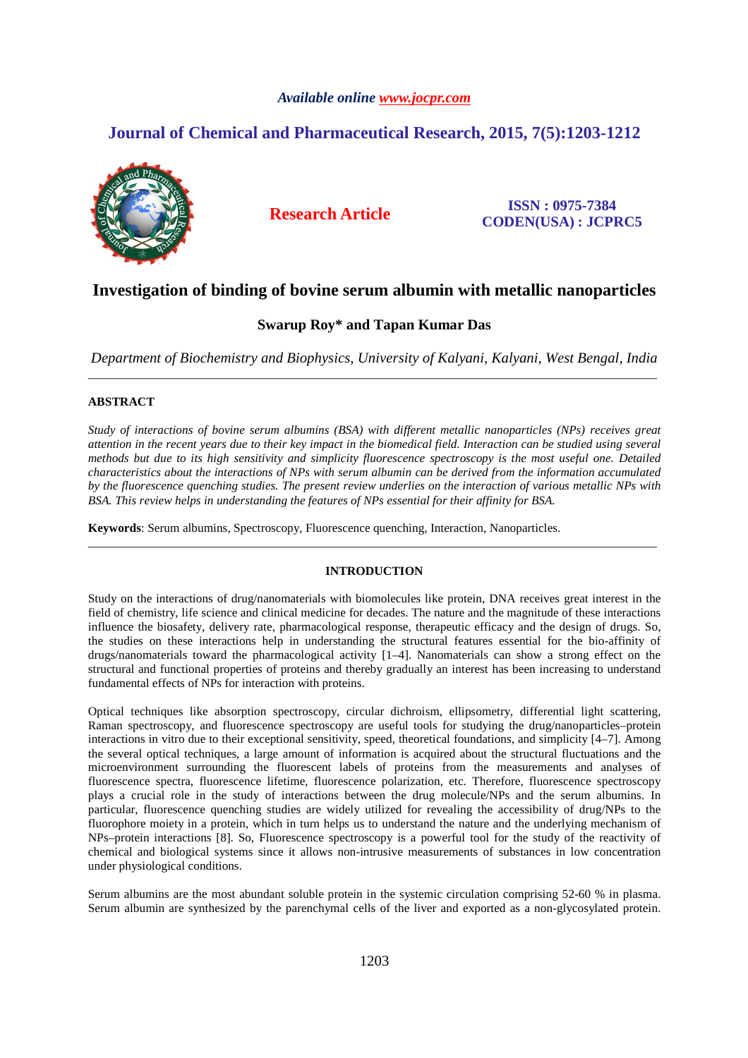# Investigation of binding of bovine serum albumin with metallic nanoparticles

**Swarup Roy* and Tapan Kumar Das**

*Department of Biochemistry and Biophysics, University of Kalyani, Kalyani, West Bengal, India*

---

## ABSTRACT

*Study of interactions of bovine serum albumins (BSA) with different metallic nanoparticles (NPs) receives great attention in the recent years due to their key impact in the biomedical field. Interaction can be studied using several methods but due to its high sensitivity and simplicity fluorescence spectroscopy is the most useful one. Detailed characteristics about the interactions of NPs with serum albumin can be derived from the information accumulated by the fluorescence quenching studies. The present review underlies on the interaction of various metallic NPs with BSA. This review helps in understanding the features of NPs essential for their affinity for BSA.*

**Keywords**: Serum albumins, Spectroscopy, Fluorescence quenching, Interaction, Nanoparticles.

---

## INTRODUCTION

Study on the interactions of drug/nanomaterials with biomolecules like protein, DNA receives great interest in the field of chemistry, life science and clinical medicine for decades. The nature and the magnitude of these interactions influence the biosafety, delivery rate, pharmacological response, therapeutic efficacy and the design of drugs. So, the studies on these interactions help in understanding the structural features essential for the bio-affinity of drugs/nanomaterials toward the pharmacological activity [1–4]. Nanomaterials can show a strong effect on the structural and functional properties of proteins and thereby gradually an interest has been increasing to understand fundamental effects of NPs for interaction with proteins.

Optical techniques like absorption spectroscopy, circular dichroism, ellipsometry, differential light scattering, Raman spectroscopy, and fluorescence spectroscopy are useful tools for studying the drug/nanoparticles–protein interactions in vitro due to their exceptional sensitivity, speed, theoretical foundations, and simplicity [4–7]. Among the several optical techniques, a large amount of information is acquired about the structural fluctuations and the microenvironment surrounding the fluorescent labels of proteins from the measurements and analyses of fluorescence spectra, fluorescence lifetime, fluorescence polarization, etc. Therefore, fluorescence spectroscopy plays a crucial role in the study of interactions between the drug molecule/NPs and the serum albumins. In particular, fluorescence quenching studies are widely utilized for revealing the accessibility of drug/NPs to the fluorophore moiety in a protein, which in turn helps us to understand the nature and the underlying mechanism of NPs–protein interactions [8]. So, Fluorescence spectroscopy is a powerful tool for the study of the reactivity of chemical and biological systems since it allows non-intrusive measurements of substances in low concentration under physiological conditions.

Serum albumins are the most abundant soluble protein in the systemic circulation comprising 52-60 % in plasma. Serum albumin are synthesized by the parenchymal cells of the liver and exported as a non-glycosylated protein.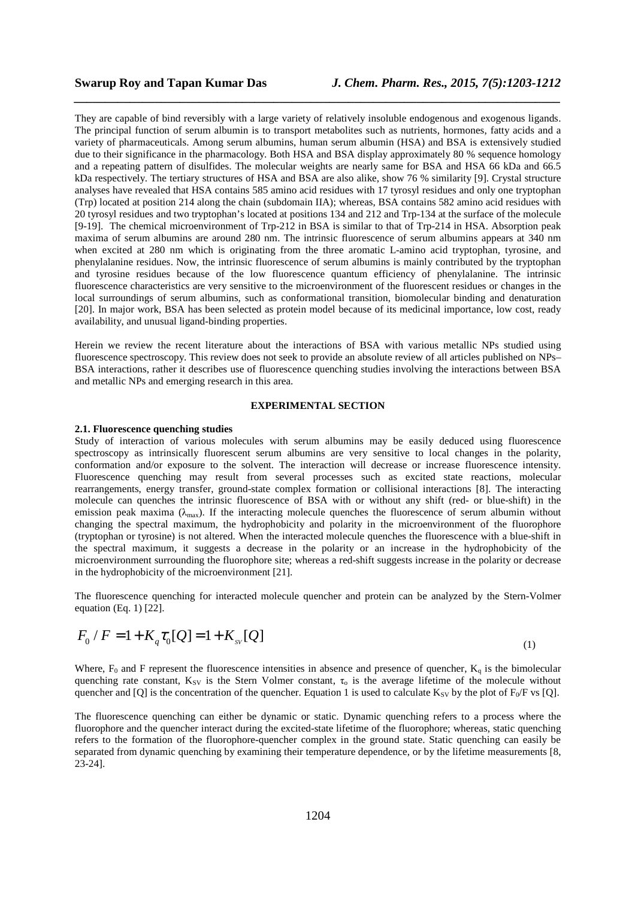They are capable of bind reversibly with a large variety of relatively insoluble endogenous and exogenous ligands. The principal function of serum albumin is to transport metabolites such as nutrients, hormones, fatty acids and a variety of pharmaceuticals. Among serum albumins, human serum albumin (HSA) and BSA is extensively studied due to their significance in the pharmacology. Both HSA and BSA display approximately 80 % sequence homology and a repeating pattern of disulfides. The molecular weights are nearly same for BSA and HSA 66 kDa and 66.5 kDa respectively. The tertiary structures of HSA and BSA are also alike, show 76 % similarity [9]. Crystal structure analyses have revealed that HSA contains 585 amino acid residues with 17 tyrosyl residues and only one tryptophan (Trp) located at position 214 along the chain (subdomain IIA); whereas, BSA contains 582 amino acid residues with 20 tyrosyl residues and two tryptophan's located at positions 134 and 212 and Trp-134 at the surface of the molecule [9-19]. The chemical microenvironment of Trp-212 in BSA is similar to that of Trp-214 in HSA. Absorption peak maxima of serum albumins are around 280 nm. The intrinsic fluorescence of serum albumins appears at 340 nm when excited at 280 nm which is originating from the three aromatic L-amino acid tryptophan, tyrosine, and phenylalanine residues. Now, the intrinsic fluorescence of serum albumins is mainly contributed by the tryptophan and tyrosine residues because of the low fluorescence quantum efficiency of phenylalanine. The intrinsic fluorescence characteristics are very sensitive to the microenvironment of the fluorescent residues or changes in the local surroundings of serum albumins, such as conformational transition, biomolecular binding and denaturation [20]. In major work, BSA has been selected as protein model because of its medicinal importance, low cost, ready availability, and unusual ligand-binding properties.

Herein we review the recent literature about the interactions of BSA with various metallic NPs studied using fluorescence spectroscopy. This review does not seek to provide an absolute review of all articles published on NPs–BSA interactions, rather it describes use of fluorescence quenching studies involving the interactions between BSA and metallic NPs and emerging research in this area.

## EXPERIMENTAL SECTION

### 2.1. Fluorescence quenching studies

Study of interaction of various molecules with serum albumins may be easily deduced using fluorescence spectroscopy as intrinsically fluorescent serum albumins are very sensitive to local changes in the polarity, conformation and/or exposure to the solvent. The interaction will decrease or increase fluorescence intensity. Fluorescence quenching may result from several processes such as excited state reactions, molecular rearrangements, energy transfer, ground-state complex formation or collisional interactions [8]. The interacting molecule can quenches the intrinsic fluorescence of BSA with or without any shift (red- or blue-shift) in the emission peak maxima ($\lambda_{max}$). If the interacting molecule quenches the fluorescence of serum albumin without changing the spectral maximum, the hydrophobicity and polarity in the microenvironment of the fluorophore (tryptophan or tyrosine) is not altered. When the interacted molecule quenches the fluorescence with a blue-shift in the spectral maximum, it suggests a decrease in the polarity or an increase in the hydrophobicity of the microenvironment surrounding the fluorophore site; whereas a red-shift suggests increase in the polarity or decrease in the hydrophobicity of the microenvironment [21].

The fluorescence quenching for interacted molecule quencher and protein can be analyzed by the Stern-Volmer equation (Eq. 1) [22].

$$F_0 / F = 1 + K_q \tau_0 [Q] = 1 + K_{sv} [Q] \quad (1)$$

Where, $F_0$ and F represent the fluorescence intensities in absence and presence of quencher, $K_q$ is the bimolecular quenching rate constant, $K_{SV}$ is the Stern Volmer constant, $\tau_o$ is the average lifetime of the molecule without quencher and [Q] is the concentration of the quencher. Equation 1 is used to calculate $K_{SV}$ by the plot of $F_0/F$ vs [Q].

The fluorescence quenching can either be dynamic or static. Dynamic quenching refers to a process where the fluorophore and the quencher interact during the excited-state lifetime of the fluorophore; whereas, static quenching refers to the formation of the fluorophore-quencher complex in the ground state. Static quenching can easily be separated from dynamic quenching by examining their temperature dependence, or by the lifetime measurements [8, 23-24].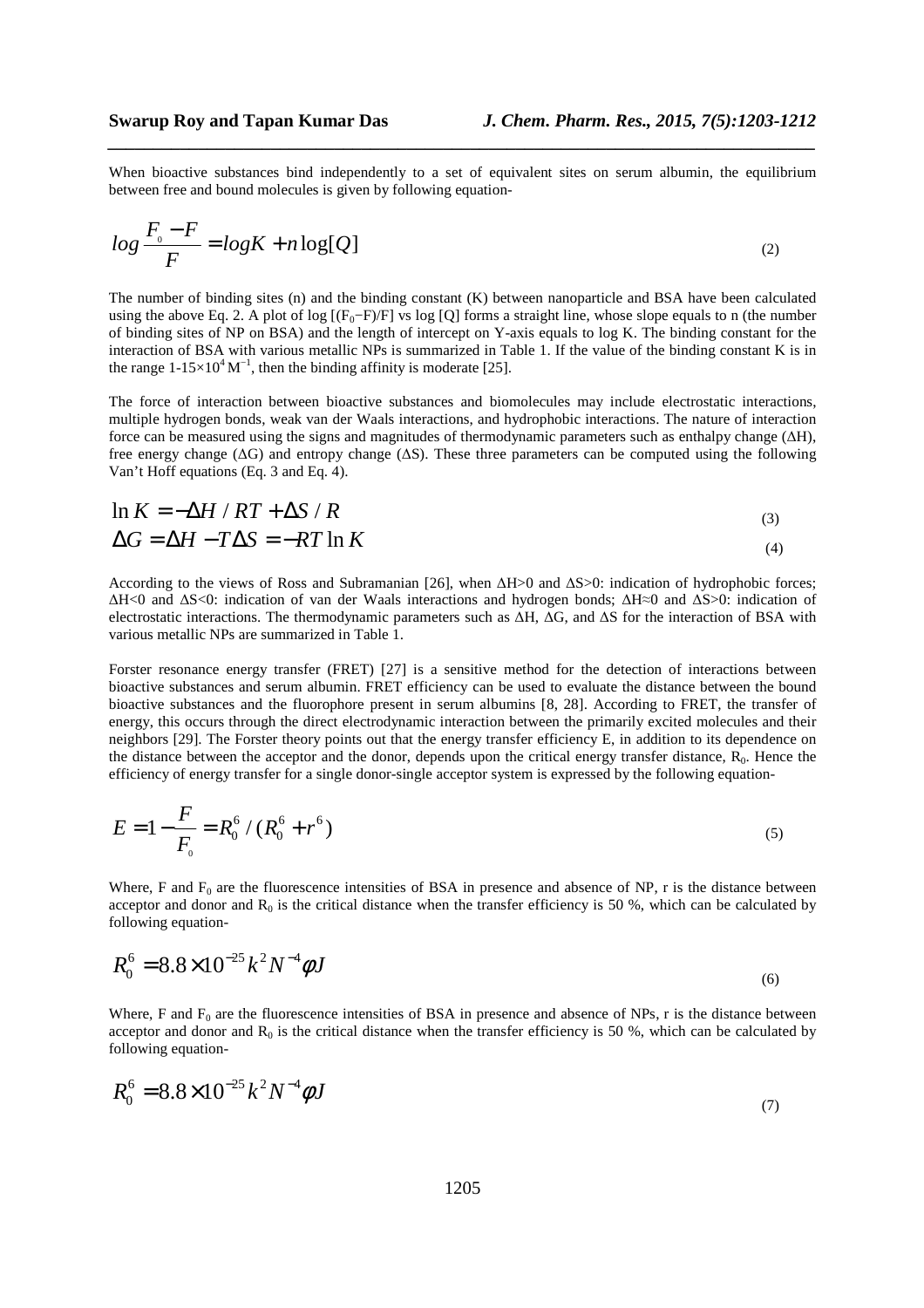When bioactive substances bind independently to a set of equivalent sites on serum albumin, the equilibrium between free and bound molecules is given by following equation-

$$log\frac{F_0 - F}{F} = logK + n\log[Q] \tag{2}$$

The number of binding sites (n) and the binding constant (K) between nanoparticle and BSA have been calculated using the above Eq. 2. A plot of log $[(F_0−F)/F]$ vs log [Q] forms a straight line, whose slope equals to n (the number of binding sites of NP on BSA) and the length of intercept on Y-axis equals to log K. The binding constant for the interaction of BSA with various metallic NPs is summarized in Table 1. If the value of the binding constant K is in the range $1\text{-}15\times10^4\,M^{-1}$, then the binding affinity is moderate [25].

The force of interaction between bioactive substances and biomolecules may include electrostatic interactions, multiple hydrogen bonds, weak van der Waals interactions, and hydrophobic interactions. The nature of interaction force can be measured using the signs and magnitudes of thermodynamic parameters such as enthalpy change ($\Delta H$), free energy change ($\Delta G$) and entropy change ($\Delta S$). These three parameters can be computed using the following Van't Hoff equations (Eq. 3 and Eq. 4).

$$\ln K = -\Delta H / RT + \Delta S / R \tag{3}$$

$$\Delta G = \Delta H - T\Delta S = -RT\ln K \tag{4}$$

According to the views of Ross and Subramanian [26], when $\Delta H>0$ and $\Delta S>0$: indication of hydrophobic forces; $\Delta H<0$ and $\Delta S<0$: indication of van der Waals interactions and hydrogen bonds; $\Delta H\approx0$ and $\Delta S>0$: indication of electrostatic interactions. The thermodynamic parameters such as $\Delta H$, $\Delta G$, and $\Delta S$ for the interaction of BSA with various metallic NPs are summarized in Table 1.

Forster resonance energy transfer (FRET) [27] is a sensitive method for the detection of interactions between bioactive substances and serum albumin. FRET efficiency can be used to evaluate the distance between the bound bioactive substances and the fluorophore present in serum albumins [8, 28]. According to FRET, the transfer of energy, this occurs through the direct electrodynamic interaction between the primarily excited molecules and their neighbors [29]. The Forster theory points out that the energy transfer efficiency E, in addition to its dependence on the distance between the acceptor and the donor, depends upon the critical energy transfer distance, $R_0$. Hence the efficiency of energy transfer for a single donor-single acceptor system is expressed by the following equation-

$$E = 1 - \frac{F}{F_0} = R_0^6 / (R_0^6 + r^6) \tag{5}$$

Where, F and $F_0$ are the fluorescence intensities of BSA in presence and absence of NP, r is the distance between acceptor and donor and $R_0$ is the critical distance when the transfer efficiency is 50 %, which can be calculated by following equation-

$$R_0^6 = 8.8\times10^{-25}k^2N^{-4}\phi J \tag{6}$$

Where, F and $F_0$ are the fluorescence intensities of BSA in presence and absence of NPs, r is the distance between acceptor and donor and $R_0$ is the critical distance when the transfer efficiency is 50 %, which can be calculated by following equation-

$$R_0^6 = 8.8\times10^{-25}k^2N^{-4}\phi J \tag{7}$$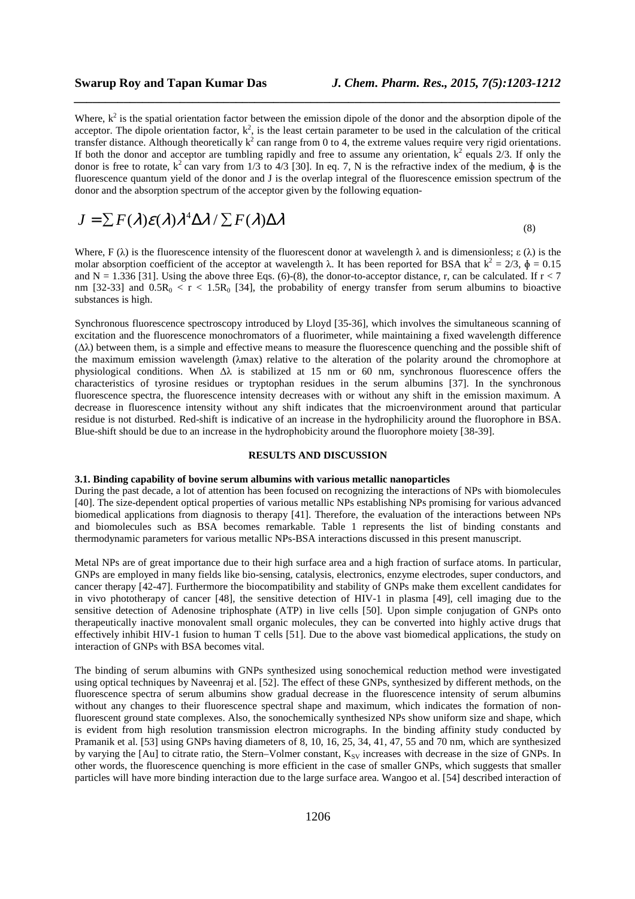Where, $k^2$ is the spatial orientation factor between the emission dipole of the donor and the absorption dipole of the acceptor. The dipole orientation factor, $k^2$, is the least certain parameter to be used in the calculation of the critical transfer distance. Although theoretically $k^2$ can range from 0 to 4, the extreme values require very rigid orientations. If both the donor and acceptor are tumbling rapidly and free to assume any orientation, $k^2$ equals 2/3. If only the donor is free to rotate, $k^2$ can vary from 1/3 to 4/3 [30]. In eq. 7, N is the refractive index of the medium, $\phi$ is the fluorescence quantum yield of the donor and J is the overlap integral of the fluorescence emission spectrum of the donor and the absorption spectrum of the acceptor given by the following equation-

$$J = \sum F(\lambda)\varepsilon(\lambda)\lambda^4 \Delta\lambda / \sum F(\lambda)\Delta\lambda \tag{8}$$

Where, F (λ) is the fluorescence intensity of the fluorescent donor at wavelength λ and is dimensionless; ε (λ) is the molar absorption coefficient of the acceptor at wavelength λ. It has been reported for BSA that $k^2 = 2/3$, $\phi = 0.15$ and $N = 1.336$ [31]. Using the above three Eqs. (6)-(8), the donor-to-acceptor distance, r, can be calculated. If $r < 7$ nm [32-33] and $0.5R_0 < r < 1.5R_0$ [34], the probability of energy transfer from serum albumins to bioactive substances is high.

Synchronous fluorescence spectroscopy introduced by Lloyd [35-36], which involves the simultaneous scanning of excitation and the fluorescence monochromators of a fluorimeter, while maintaining a fixed wavelength difference (Δλ) between them, is a simple and effective means to measure the fluorescence quenching and the possible shift of the maximum emission wavelength ($\lambda_{max}$) relative to the alteration of the polarity around the chromophore at physiological conditions. When Δλ is stabilized at 15 nm or 60 nm, synchronous fluorescence offers the characteristics of tyrosine residues or tryptophan residues in the serum albumins [37]. In the synchronous fluorescence spectra, the fluorescence intensity decreases with or without any shift in the emission maximum. A decrease in fluorescence intensity without any shift indicates that the microenvironment around that particular residue is not disturbed. Red-shift is indicative of an increase in the hydrophilicity around the fluorophore in BSA. Blue-shift should be due to an increase in the hydrophobicity around the fluorophore moiety [38-39].

## RESULTS AND DISCUSSION

### 3.1. Binding capability of bovine serum albumins with various metallic nanoparticles

During the past decade, a lot of attention has been focused on recognizing the interactions of NPs with biomolecules [40]. The size-dependent optical properties of various metallic NPs establishing NPs promising for various advanced biomedical applications from diagnosis to therapy [41]. Therefore, the evaluation of the interactions between NPs and biomolecules such as BSA becomes remarkable. Table 1 represents the list of binding constants and thermodynamic parameters for various metallic NPs-BSA interactions discussed in this present manuscript.

Metal NPs are of great importance due to their high surface area and a high fraction of surface atoms. In particular, GNPs are employed in many fields like bio-sensing, catalysis, electronics, enzyme electrodes, super conductors, and cancer therapy [42-47]. Furthermore the biocompatibility and stability of GNPs make them excellent candidates for in vivo phototherapy of cancer [48], the sensitive detection of HIV-1 in plasma [49], cell imaging due to the sensitive detection of Adenosine triphosphate (ATP) in live cells [50]. Upon simple conjugation of GNPs onto therapeutically inactive monovalent small organic molecules, they can be converted into highly active drugs that effectively inhibit HIV-1 fusion to human T cells [51]. Due to the above vast biomedical applications, the study on interaction of GNPs with BSA becomes vital.

The binding of serum albumins with GNPs synthesized using sonochemical reduction method were investigated using optical techniques by Naveenraj et al. [52]. The effect of these GNPs, synthesized by different methods, on the fluorescence spectra of serum albumins show gradual decrease in the fluorescence intensity of serum albumins without any changes to their fluorescence spectral shape and maximum, which indicates the formation of non-fluorescent ground state complexes. Also, the sonochemically synthesized NPs show uniform size and shape, which is evident from high resolution transmission electron micrographs. In the binding affinity study conducted by Pramanik et al. [53] using GNPs having diameters of 8, 10, 16, 25, 34, 41, 47, 55 and 70 nm, which are synthesized by varying the [Au] to citrate ratio, the Stern–Volmer constant, $K_{SV}$ increases with decrease in the size of GNPs. In other words, the fluorescence quenching is more efficient in the case of smaller GNPs, which suggests that smaller particles will have more binding interaction due to the large surface area. Wangoo et al. [54] described interaction of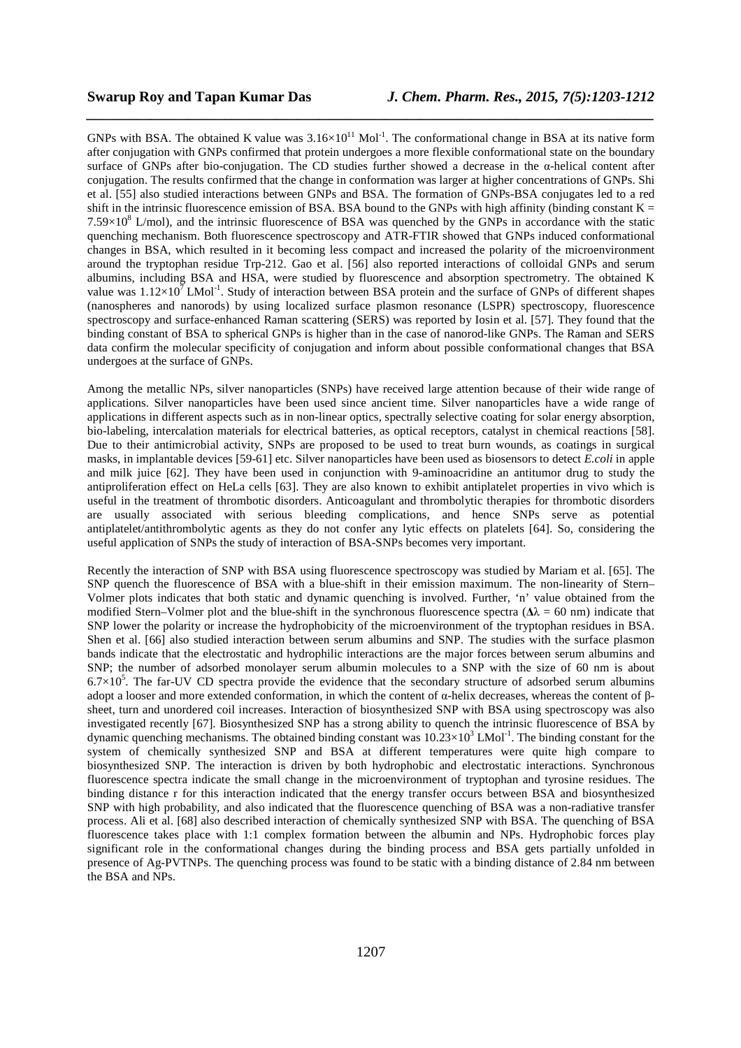GNPs with BSA. The obtained K value was $3.16\times10^{11}$ $Mol^{-1}$. The conformational change in BSA at its native form after conjugation with GNPs confirmed that protein undergoes a more flexible conformational state on the boundary surface of GNPs after bio-conjugation. The CD studies further showed a decrease in the α-helical content after conjugation. The results confirmed that the change in conformation was larger at higher concentrations of GNPs. Shi et al. [55] also studied interactions between GNPs and BSA. The formation of GNPs-BSA conjugates led to a red shift in the intrinsic fluorescence emission of BSA. BSA bound to the GNPs with high affinity (binding constant K = $7.59\times10^{8}$ L/mol), and the intrinsic fluorescence of BSA was quenched by the GNPs in accordance with the static quenching mechanism. Both fluorescence spectroscopy and ATR-FTIR showed that GNPs induced conformational changes in BSA, which resulted in it becoming less compact and increased the polarity of the microenvironment around the tryptophan residue Trp-212. Gao et al. [56] also reported interactions of colloidal GNPs and serum albumins, including BSA and HSA, were studied by fluorescence and absorption spectrometry. The obtained K value was $1.12\times10^{7}$ $LMol^{-1}$. Study of interaction between BSA protein and the surface of GNPs of different shapes (nanospheres and nanorods) by using localized surface plasmon resonance (LSPR) spectroscopy, fluorescence spectroscopy and surface-enhanced Raman scattering (SERS) was reported by Iosin et al. [57]. They found that the binding constant of BSA to spherical GNPs is higher than in the case of nanorod-like GNPs. The Raman and SERS data confirm the molecular specificity of conjugation and inform about possible conformational changes that BSA undergoes at the surface of GNPs.

Among the metallic NPs, silver nanoparticles (SNPs) have received large attention because of their wide range of applications. Silver nanoparticles have been used since ancient time. Silver nanoparticles have a wide range of applications in different aspects such as in non-linear optics, spectrally selective coating for solar energy absorption, bio-labeling, intercalation materials for electrical batteries, as optical receptors, catalyst in chemical reactions [58]. Due to their antimicrobial activity, SNPs are proposed to be used to treat burn wounds, as coatings in surgical masks, in implantable devices [59-61] etc. Silver nanoparticles have been used as biosensors to detect *E.coli* in apple and milk juice [62]. They have been used in conjunction with 9-aminoacridine an antitumor drug to study the antiproliferation effect on HeLa cells [63]. They are also known to exhibit antiplatelet properties in vivo which is useful in the treatment of thrombotic disorders. Anticoagulant and thrombolytic therapies for thrombotic disorders are usually associated with serious bleeding complications, and hence SNPs serve as potential antiplatelet/antithrombolytic agents as they do not confer any lytic effects on platelets [64]. So, considering the useful application of SNPs the study of interaction of BSA-SNPs becomes very important.

Recently the interaction of SNP with BSA using fluorescence spectroscopy was studied by Mariam et al. [65]. The SNP quench the fluorescence of BSA with a blue-shift in their emission maximum. The non-linearity of Stern–Volmer plots indicates that both static and dynamic quenching is involved. Further, 'n' value obtained from the modified Stern–Volmer plot and the blue-shift in the synchronous fluorescence spectra ($\Delta\lambda$ = 60 nm) indicate that SNP lower the polarity or increase the hydrophobicity of the microenvironment of the tryptophan residues in BSA. Shen et al. [66] also studied interaction between serum albumins and SNP. The studies with the surface plasmon bands indicate that the electrostatic and hydrophilic interactions are the major forces between serum albumins and SNP; the number of adsorbed monolayer serum albumin molecules to a SNP with the size of 60 nm is about $6.7\times10^{5}$. The far-UV CD spectra provide the evidence that the secondary structure of adsorbed serum albumins adopt a looser and more extended conformation, in which the content of α-helix decreases, whereas the content of β-sheet, turn and unordered coil increases. Interaction of biosynthesized SNP with BSA using spectroscopy was also investigated recently [67]. Biosynthesized SNP has a strong ability to quench the intrinsic fluorescence of BSA by dynamic quenching mechanisms. The obtained binding constant was $10.23\times10^{3}$ $LMol^{-1}$. The binding constant for the system of chemically synthesized SNP and BSA at different temperatures were quite high compare to biosynthesized SNP. The interaction is driven by both hydrophobic and electrostatic interactions. Synchronous fluorescence spectra indicate the small change in the microenvironment of tryptophan and tyrosine residues. The binding distance r for this interaction indicated that the energy transfer occurs between BSA and biosynthesized SNP with high probability, and also indicated that the fluorescence quenching of BSA was a non-radiative transfer process. Ali et al. [68] also described interaction of chemically synthesized SNP with BSA. The quenching of BSA fluorescence takes place with 1:1 complex formation between the albumin and NPs. Hydrophobic forces play significant role in the conformational changes during the binding process and BSA gets partially unfolded in presence of Ag-PVTNPs. The quenching process was found to be static with a binding distance of 2.84 nm between the BSA and NPs.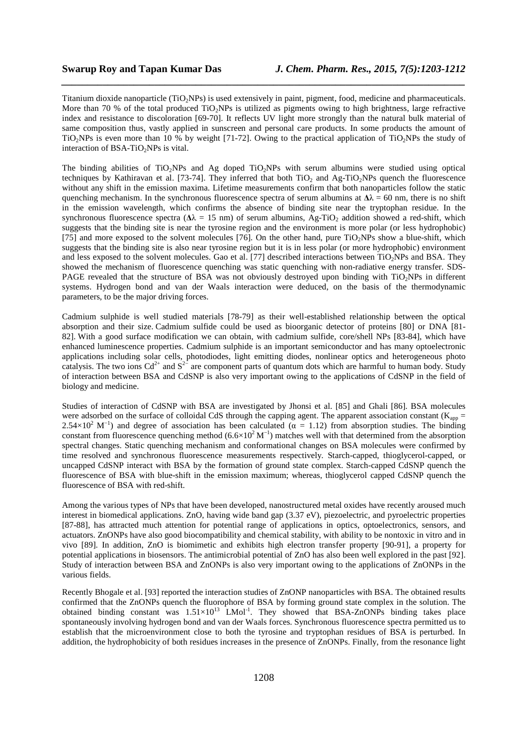Titanium dioxide nanoparticle ($TiO_2$NPs) is used extensively in paint, pigment, food, medicine and pharmaceuticals. More than 70 % of the total produced $TiO_2$NPs is utilized as pigments owing to high brightness, large refractive index and resistance to discoloration [69-70]. It reflects UV light more strongly than the natural bulk material of same composition thus, vastly applied in sunscreen and personal care products. In some products the amount of $TiO_2$NPs is even more than 10 % by weight [71-72]. Owing to the practical application of $TiO_2$NPs the study of interaction of BSA-$TiO_2$NPs is vital.

The binding abilities of $TiO_2$NPs and Ag doped $TiO_2$NPs with serum albumins were studied using optical techniques by Kathiravan et al. [73-74]. They inferred that both $TiO_2$ and Ag-$TiO_2$NPs quench the fluorescence without any shift in the emission maxima. Lifetime measurements confirm that both nanoparticles follow the static quenching mechanism. In the synchronous fluorescence spectra of serum albumins at $\Delta\lambda$ = 60 nm, there is no shift in the emission wavelength, which confirms the absence of binding site near the tryptophan residue. In the synchronous fluorescence spectra ($\Delta\lambda$ = 15 nm) of serum albumins, Ag-$TiO_2$ addition showed a red-shift, which suggests that the binding site is near the tyrosine region and the environment is more polar (or less hydrophobic) [75] and more exposed to the solvent molecules [76]. On the other hand, pure $TiO_2$NPs show a blue-shift, which suggests that the binding site is also near tyrosine region but it is in less polar (or more hydrophobic) environment and less exposed to the solvent molecules. Gao et al. [77] described interactions between $TiO_2$NPs and BSA. They showed the mechanism of fluorescence quenching was static quenching with non-radiative energy transfer. SDS-PAGE revealed that the structure of BSA was not obviously destroyed upon binding with $TiO_2$NPs in different systems. Hydrogen bond and van der Waals interaction were deduced, on the basis of the thermodynamic parameters, to be the major driving forces.

Cadmium sulphide is well studied materials [78-79] as their well-established relationship between the optical absorption and their size. Cadmium sulfide could be used as bioorganic detector of proteins [80] or DNA [81-82]. With a good surface modification we can obtain, with cadmium sulfide, core/shell NPs [83-84], which have enhanced luminescence properties. Cadmium sulphide is an important semiconductor and has many optoelectronic applications including solar cells, photodiodes, light emitting diodes, nonlinear optics and heterogeneous photo catalysis. The two ions $Cd^{2+}$ and $S^{2-}$ are component parts of quantum dots which are harmful to human body. Study of interaction between BSA and CdSNP is also very important owing to the applications of CdSNP in the field of biology and medicine.

Studies of interaction of CdSNP with BSA are investigated by Jhonsi et al. [85] and Ghali [86]. BSA molecules were adsorbed on the surface of colloidal CdS through the capping agent. The apparent association constant ($K_{app}$ = $2.54\times10^{2}$ $M^{-1}$) and degree of association has been calculated ($\alpha$ = 1.12) from absorption studies. The binding constant from fluorescence quenching method ($6.6\times10^{2}$ $M^{-1}$) matches well with that determined from the absorption spectral changes. Static quenching mechanism and conformational changes on BSA molecules were confirmed by time resolved and synchronous fluorescence measurements respectively. Starch-capped, thioglycerol-capped, or uncapped CdSNP interact with BSA by the formation of ground state complex. Starch-capped CdSNP quench the fluorescence of BSA with blue-shift in the emission maximum; whereas, thioglycerol capped CdSNP quench the fluorescence of BSA with red-shift.

Among the various types of NPs that have been developed, nanostructured metal oxides have recently aroused much interest in biomedical applications. ZnO, having wide band gap (3.37 eV), piezoelectric, and pyroelectric properties [87-88], has attracted much attention for potential range of applications in optics, optoelectronics, sensors, and actuators. ZnONPs have also good biocompatibility and chemical stability, with ability to be nontoxic in vitro and in vivo [89]. In addition, ZnO is biomimetic and exhibits high electron transfer property [90-91], a property for potential applications in biosensors. The antimicrobial potential of ZnO has also been well explored in the past [92]. Study of interaction between BSA and ZnONPs is also very important owing to the applications of ZnONPs in the various fields.

Recently Bhogale et al. [93] reported the interaction studies of ZnONP nanoparticles with BSA. The obtained results confirmed that the ZnONPs quench the fluorophore of BSA by forming ground state complex in the solution. The obtained binding constant was $1.51\times10^{13}$ $LMol^{-1}$. They showed that BSA-ZnONPs binding takes place spontaneously involving hydrogen bond and van der Waals forces. Synchronous fluorescence spectra permitted us to establish that the microenvironment close to both the tyrosine and tryptophan residues of BSA is perturbed. In addition, the hydrophobicity of both residues increases in the presence of ZnONPs. Finally, from the resonance light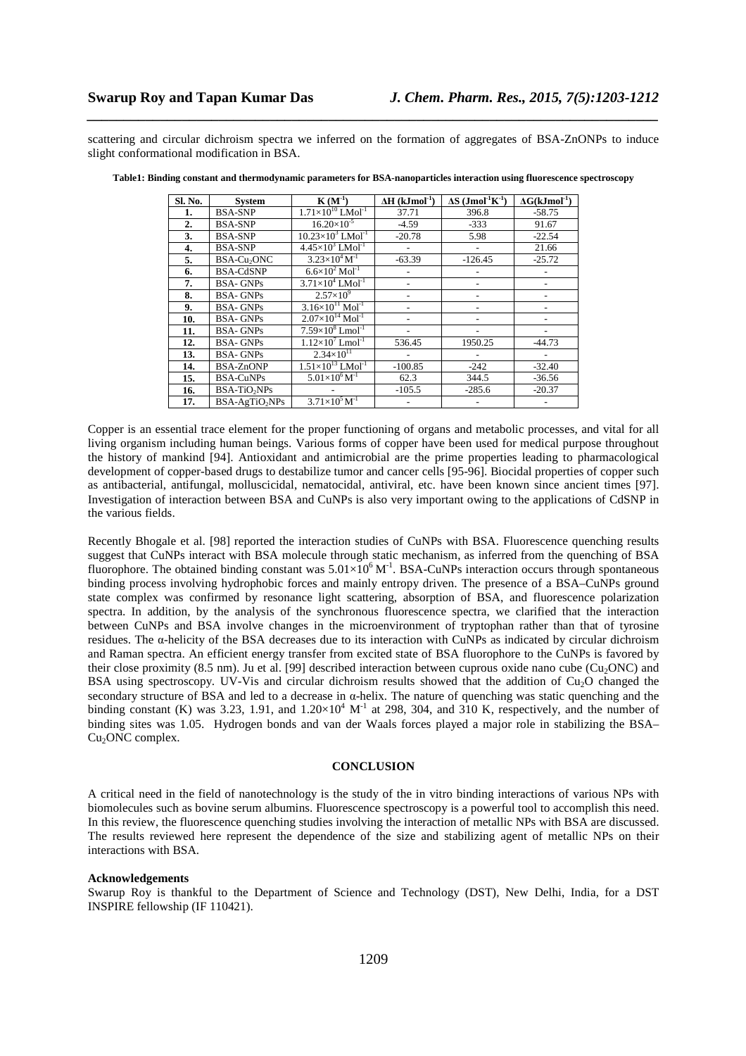scattering and circular dichroism spectra we inferred on the formation of aggregates of BSA-ZnONPs to induce slight conformational modification in BSA.

**Table1: Binding constant and thermodynamic parameters for BSA-nanoparticles interaction using fluorescence spectroscopy**

| Sl. No. | System | K ($M^{-1}$) | ΔH ($kJmol^{-1}$) | ΔS ($Jmol^{-1}K^{-1}$) | ΔG($kJmol^{-1}$) |
|---|---|---|---|---|---|
| 1. | BSA-SNP | $1.71\times10^{10}$ $LMol^{-1}$ | 37.71 | 396.8 | -58.75 |
| 2. | BSA-SNP | $16.20\times10^{-5}$ | -4.59 | -333 | 91.67 |
| 3. | BSA-SNP | $10.23\times10^{3}$ $LMol^{-1}$ | -20.78 | 5.98 | -22.54 |
| 4. | BSA-SNP | $4.45\times10^{2}$ $LMol^{-1}$ | - | - | 21.66 |
| 5. | BSA-$Cu_2$ONC | $3.23\times10^{4}$ $M^{-1}$ | -63.39 | -126.45 | -25.72 |
| 6. | BSA-CdSNP | $6.6\times10^{2}$ $Mol^{-1}$ | - | - | - |
| 7. | BSA- GNPs | $3.71\times10^{4}$ $LMol^{-1}$ | - | - | - |
| 8. | BSA- GNPs | $2.57\times10^{9}$ | - | - | - |
| 9. | BSA- GNPs | $3.16\times10^{11}$ $Mol^{-1}$ | - | - | - |
| 10. | BSA- GNPs | $2.07\times10^{14}$ $Mol^{-1}$ | - | - | - |
| 11. | BSA- GNPs | $7.59\times10^{8}$ $Lmol^{-1}$ | - | - | - |
| 12. | BSA- GNPs | $1.12\times10^{7}$ $Lmol^{-1}$ | 536.45 | 1950.25 | -44.73 |
| 13. | BSA- GNPs | $2.34\times10^{11}$ | - | - | - |
| 14. | BSA-ZnONP | $1.51\times10^{13}$ $LMol^{-1}$ | -100.85 | -242 | -32.40 |
| 15. | BSA-CuNPs | $5.01\times10^{6}$ $M^{-1}$ | 62.3 | 344.5 | -36.56 |
| 16. | BSA-$TiO_2$NPs | - | -105.5 | -285.6 | -20.37 |
| 17. | BSA-Ag$TiO_2$NPs | $3.71\times10^{5}$ $M^{-1}$ | - | - | - |

Copper is an essential trace element for the proper functioning of organs and metabolic processes, and vital for all living organism including human beings. Various forms of copper have been used for medical purpose throughout the history of mankind [94]. Antioxidant and antimicrobial are the prime properties leading to pharmacological development of copper-based drugs to destabilize tumor and cancer cells [95-96]. Biocidal properties of copper such as antibacterial, antifungal, molluscicidal, nematocidal, antiviral, etc. have been known since ancient times [97]. Investigation of interaction between BSA and CuNPs is also very important owing to the applications of CdSNP in the various fields.

Recently Bhogale et al. [98] reported the interaction studies of CuNPs with BSA. Fluorescence quenching results suggest that CuNPs interact with BSA molecule through static mechanism, as inferred from the quenching of BSA fluorophore. The obtained binding constant was $5.01\times10^{6}$ $M^{-1}$. BSA-CuNPs interaction occurs through spontaneous binding process involving hydrophobic forces and mainly entropy driven. The presence of a BSA–CuNPs ground state complex was confirmed by resonance light scattering, absorption of BSA, and fluorescence polarization spectra. In addition, by the analysis of the synchronous fluorescence spectra, we clarified that the interaction between CuNPs and BSA involve changes in the microenvironment of tryptophan rather than that of tyrosine residues. The α-helicity of the BSA decreases due to its interaction with CuNPs as indicated by circular dichroism and Raman spectra. An efficient energy transfer from excited state of BSA fluorophore to the CuNPs is favored by their close proximity (8.5 nm). Ju et al. [99] described interaction between cuprous oxide nano cube ($Cu_2$ONC) and BSA using spectroscopy. UV-Vis and circular dichroism results showed that the addition of $Cu_2O$ changed the secondary structure of BSA and led to a decrease in α-helix. The nature of quenching was static quenching and the binding constant (K) was 3.23, 1.91, and $1.20\times10^{4}$ $M^{-1}$ at 298, 304, and 310 K, respectively, and the number of binding sites was 1.05. Hydrogen bonds and van der Waals forces played a major role in stabilizing the BSA–$Cu_2$ONC complex.

## CONCLUSION

A critical need in the field of nanotechnology is the study of the in vitro binding interactions of various NPs with biomolecules such as bovine serum albumins. Fluorescence spectroscopy is a powerful tool to accomplish this need. In this review, the fluorescence quenching studies involving the interaction of metallic NPs with BSA are discussed. The results reviewed here represent the dependence of the size and stabilizing agent of metallic NPs on their interactions with BSA.

### Acknowledgements

Swarup Roy is thankful to the Department of Science and Technology (DST), New Delhi, India, for a DST INSPIRE fellowship (IF 110421).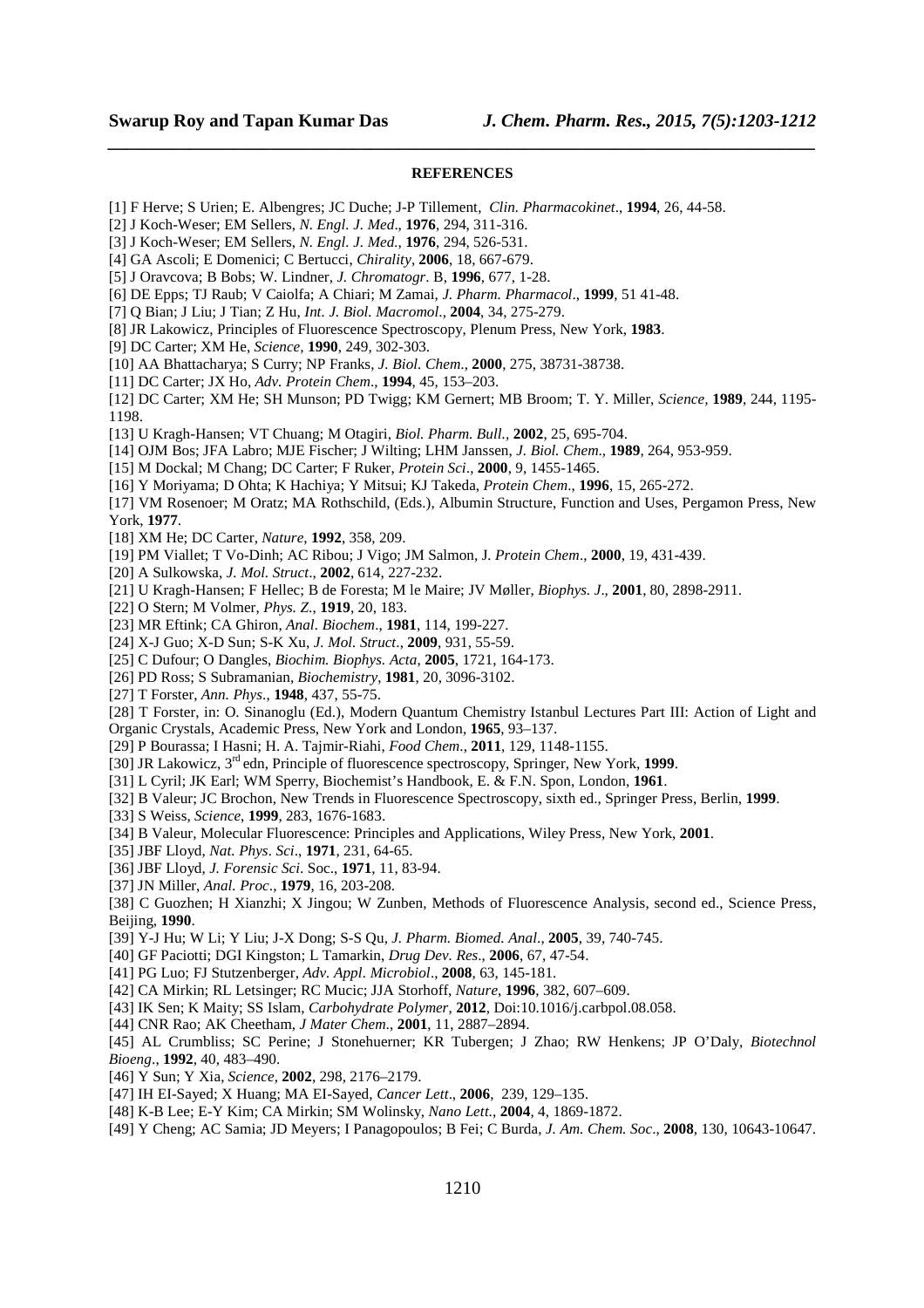## REFERENCES

[1] F Herve; S Urien; E. Albengres; JC Duche; J-P Tillement, *Clin. Pharmacokinet*., **1994**, 26, 44-58.

[2] J Koch-Weser; EM Sellers, *N. Engl. J. Med*., **1976**, 294, 311-316.

[3] J Koch-Weser; EM Sellers, *N. Engl. J. Med.*, **1976**, 294, 526-531.

[4] GA Ascoli; E Domenici; C Bertucci, *Chirality*, **2006**, 18, 667-679.

[5] J Oravcova; B Bobs; W. Lindner, *J. Chromatogr*. B, **1996**, 677, 1-28.

[6] DE Epps; TJ Raub; V Caiolfa; A Chiari; M Zamai, *J. Pharm. Pharmacol*., **1999**, 51 41-48.

[7] Q Bian; J Liu; J Tian; Z Hu, *Int. J. Biol. Macromol*., **2004**, 34, 275-279.

[8] JR Lakowicz, Principles of Fluorescence Spectroscopy, Plenum Press, New York, **1983**.

[9] DC Carter; XM He, *Science*, **1990**, 249, 302-303.

[10] AA Bhattacharya; S Curry; NP Franks, *J. Biol. Chem*., **2000**, 275, 38731-38738.

[11] DC Carter; JX Ho, *Adv. Protein Chem*., **1994**, 45, 153–203.

[12] DC Carter; XM He; SH Munson; PD Twigg; KM Gernert; MB Broom; T. Y. Miller, *Science*, **1989**, 244, 1195-1198.

[13] U Kragh-Hansen; VT Chuang; M Otagiri, *Biol. Pharm. Bull.*, **2002**, 25, 695-704.

[14] OJM Bos; JFA Labro; MJE Fischer; J Wilting; LHM Janssen, *J. Biol. Chem*., **1989**, 264, 953-959.

[15] M Dockal; M Chang; DC Carter; F Ruker, *Protein Sci*., **2000**, 9, 1455-1465.

[16] Y Moriyama; D Ohta; K Hachiya; Y Mitsui; KJ Takeda, *Protein Chem*., **1996**, 15, 265-272.

[17] VM Rosenoer; M Oratz; MA Rothschild, (Eds.), Albumin Structure, Function and Uses, Pergamon Press, New York, **1977**.

[18] XM He; DC Carter, *Nature*, **1992**, 358, 209.

[19] PM Viallet; T Vo-Dinh; AC Ribou; J Vigo; JM Salmon, J. *Protein Chem*., **2000**, 19, 431-439.

[20] A Sulkowska, *J. Mol. Struct*., **2002**, 614, 227-232.

[21] U Kragh-Hansen; F Hellec; B de Foresta; M le Maire; JV Møller, *Biophys. J*., **2001**, 80, 2898-2911.

[22] O Stern; M Volmer, *Phys. Z.*, **1919**, 20, 183.

[23] MR Eftink; CA Ghiron, *Anal. Biochem*., **1981**, 114, 199-227.

[24] X-J Guo; X-D Sun; S-K Xu, *J. Mol. Struct*., **2009**, 931, 55-59.

[25] C Dufour; O Dangles, *Biochim. Biophys. Acta*, **2005**, 1721, 164-173.

[26] PD Ross; S Subramanian, *Biochemistry*, **1981**, 20, 3096-3102.

[27] T Forster, *Ann. Phys*., **1948**, 437, 55-75.

[28] T Forster, in: O. Sinanoglu (Ed.), Modern Quantum Chemistry Istanbul Lectures Part III: Action of Light and Organic Crystals, Academic Press, New York and London, **1965**, 93–137.

[29] P Bourassa; I Hasni; H. A. Tajmir-Riahi, *Food Chem*., **2011**, 129, 1148-1155.

[30] JR Lakowicz, 3rd edn, Principle of fluorescence spectroscopy, Springer, New York, **1999**.

[31] L Cyril; JK Earl; WM Sperry, Biochemist's Handbook, E. & F.N. Spon, London, **1961**.

[32] B Valeur; JC Brochon, New Trends in Fluorescence Spectroscopy, sixth ed., Springer Press, Berlin, **1999**.

[33] S Weiss, *Science*, **1999**, 283, 1676-1683.

[34] B Valeur, Molecular Fluorescence: Principles and Applications, Wiley Press, New York, **2001**.

[35] JBF Lloyd, *Nat. Phys. Sci*., **1971**, 231, 64-65.

[36] JBF Lloyd, *J. Forensic Sci*. Soc., **1971**, 11, 83-94.

[37] JN Miller, *Anal. Proc*., **1979**, 16, 203-208.

[38] C Guozhen; H Xianzhi; X Jingou; W Zunben, Methods of Fluorescence Analysis, second ed., Science Press, Beijing, **1990**.

[39] Y-J Hu; W Li; Y Liu; J-X Dong; S-S Qu, *J. Pharm. Biomed. Anal*., **2005**, 39, 740-745.

[40] GF Paciotti; DGI Kingston; L Tamarkin, *Drug Dev. Res*., **2006**, 67, 47-54.

[41] PG Luo; FJ Stutzenberger, *Adv. Appl. Microbiol*., **2008**, 63, 145-181.

[42] CA Mirkin; RL Letsinger; RC Mucic; JJA Storhoff, *Nature*, **1996**, 382, 607–609.

[43] IK Sen; K Maity; SS Islam, *Carbohydrate Polymer*, **2012**, Doi:10.1016/j.carbpol.08.058.

[44] CNR Rao; AK Cheetham, *J Mater Chem*., **2001**, 11, 2887–2894.

[45] AL Crumbliss; SC Perine; J Stonehuerner; KR Tubergen; J Zhao; RW Henkens; JP O'Daly, *Biotechnol Bioeng*., **1992**, 40, 483–490.

[46] Y Sun; Y Xia, *Science*, **2002**, 298, 2176–2179.

[47] IH EI-Sayed; X Huang; MA EI-Sayed, *Cancer Lett*., **2006**, 239, 129–135.

[48] K-B Lee; E-Y Kim; CA Mirkin; SM Wolinsky, *Nano Lett.*, **2004**, 4, 1869-1872.

[49] Y Cheng; AC Samia; JD Meyers; I Panagopoulos; B Fei; C Burda, *J. Am. Chem. Soc*., **2008**, 130, 10643-10647.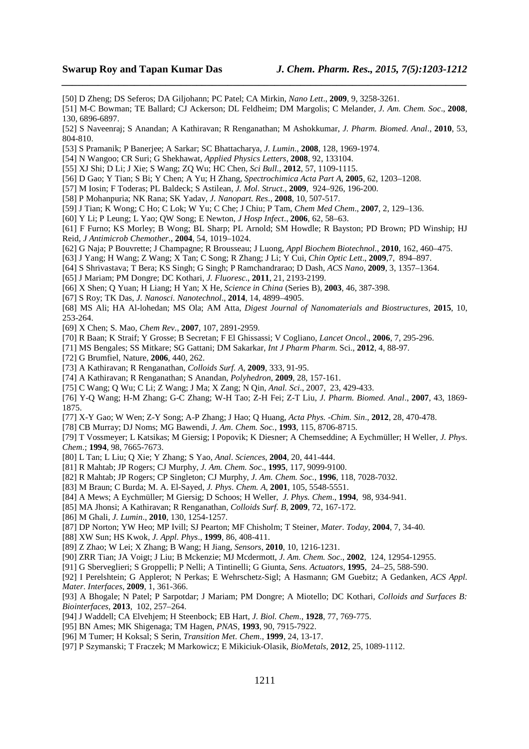[50] D Zheng; DS Seferos; DA Giljohann; PC Patel; CA Mirkin, *Nano Lett*., **2009**, 9, 3258-3261.

[51] M-C Bowman; TE Ballard; CJ Ackerson; DL Feldheim; DM Margolis; C Melander, *J. Am. Chem. Soc*., **2008**, 130, 6896-6897.

[52] S Naveenraj; S Anandan; A Kathiravan; R Renganathan; M Ashokkumar, *J. Pharm. Biomed. Anal*., **2010**, 53, 804-810.

[53] S Pramanik; P Banerjee; A Sarkar; SC Bhattacharya, *J. Lumin*., **2008**, 128, 1969-1974.

[54] N Wangoo; CR Suri; G Shekhawat, *Applied Physics Letters*, **2008**, 92, 133104.

[55] XJ Shi; D Li; J Xie; S Wang; ZQ Wu; HC Chen, *Sci Bull*., **2012**, 57, 1109-1115.

[56] D Gao; Y Tian; S Bi; Y Chen; A Yu; H Zhang, *Spectrochimica Acta Part A*, **2005**, 62, 1203–1208.

[57] M Iosin; F Toderas; PL Baldeck; S Astilean, *J. Mol. Struct*., **2009**, 924–926, 196-200.

[58] P Mohanpuria; NK Rana; SK Yadav, *J. Nanopart. Res*., **2008**, 10, 507-517.

[59] J Tian; K Wong; C Ho; C Lok; W Yu; C Che; J Chiu; P Tam, *Chem Med Chem*., **2007**, 2, 129–136.

[60] Y Li; P Leung; L Yao; QW Song; E Newton, *J Hosp Infect*., **2006**, 62, 58–63.

[61] F Furno; KS Morley; B Wong; BL Sharp; PL Arnold; SM Howdle; R Bayston; PD Brown; PD Winship; HJ Reid, *J Antimicrob Chemother*., **2004**, 54, 1019–1024.

[62] G Naja; P Bouvrette; J Champagne; R Brousseau; J Luong, *Appl Biochem Biotechnol*., **2010**, 162, 460–475.

[63] J Yang; H Wang; Z Wang; X Tan; C Song; R Zhang; J Li; Y Cui, *Chin Optic Lett*., **2009**,7, 894–897.

[64] S Shrivastava; T Bera; KS Singh; G Singh; P Ramchandrarao; D Dash, *ACS Nano*, **2009**, 3, 1357–1364.

[65] J Mariam; PM Dongre; DC Kothari, *J. Fluoresc*., **2011**, 21, 2193-2199.

[66] X Shen; Q Yuan; H Liang; H Yan; X He, *Science in China* (Series B), **2003**, 46, 387-398.

[67] S Roy; TK Das, *J. Nanosci. Nanotechnol*., **2014**, 14, 4899–4905.

[68] MS Ali; HA Al-lohedan; MS Ola; AM Atta, *Digest Journal of Nanomaterials and Biostructures*, **2015**, 10, 253-264.

[69] X Chen; S. Mao, *Chem Rev*., **2007**, 107, 2891-2959.

[70] R Baan; K Straif; Y Grosse; B Secretan; F El Ghissassi; V Cogliano, *Lancet Oncol*., **2006**, 7, 295-296.

[71] MS Bengales; SS Mitkare; SG Gattani; DM Sakarkar, *Int J Pharm Pharm.* Sci., **2012**, 4, 88-97.

[72] G Brumfiel, Nature, **2006**, 440, 262.

[73] A Kathiravan; R Renganathan, *Colloids Surf. A*, **2009**, 333, 91-95.

[74] A Kathiravan; R Renganathan; S Anandan, *Polyhedron*, **2009**, 28, 157-161.

[75] C Wang; Q Wu; C Li; Z Wang; J Ma; X Zang; N Qin, *Anal. Sci*., 2007, 23, 429-433.

[76] Y-Q Wang; H-M Zhang; G-C Zhang; W-H Tao; Z-H Fei; Z-T Liu, *J. Pharm. Biomed. Anal*., **2007**, 43, 1869-1875.

[77] X-Y Gao; W Wen; Z-Y Song; A-P Zhang; J Hao; Q Huang, *Acta Phys. -Chim. Sin*., **2012**, 28, 470-478.

[78] CB Murray; DJ Noms; MG Bawendi, *J. Am. Chem. Soc.*, **1993**, 115, 8706-8715.

[79] T Vossmeyer; L Katsikas; M Giersig; I Popovik; K Diesner; A Chemseddine; A Eychmüller; H Weller, *J. Phys. Chem*.; **1994**, 98, 7665-7673.

[80] L Tan; L Liu; Q Xie; Y Zhang; S Yao, *Anal. Sciences*, **2004**, 20, 441-444.

[81] R Mahtab; JP Rogers; CJ Murphy, *J. Am. Chem. Soc*., **1995**, 117, 9099-9100.

[82] R Mahtab; JP Rogers; CP Singleton; CJ Murphy, *J. Am. Chem. Soc*., **1996**, 118, 7028-7032.

[83] M Braun; C Burda; M. A. El-Sayed, *J. Phys. Chem. A*, **2001**, 105, 5548-5551.

[84] A Mews; A Eychmüller; M Giersig; D Schoos; H Weller, *J. Phys. Chem*., **1994**, 98, 934-941.

[85] MA Jhonsi; A Kathiravan; R Renganathan, *Colloids Surf. B*, **2009**, 72, 167-172.

[86] M Ghali, *J. Lumin*., **2010**, 130, 1254-1257.

[87] DP Norton; YW Heo; MP Ivill; SJ Pearton; MF Chisholm; T Steiner, *Mater. Today*, **2004**, 7, 34-40.

[88] XW Sun; HS Kwok, *J. Appl. Phys*., **1999**, 86, 408-411.

[89] Z Zhao; W Lei; X Zhang; B Wang; H Jiang, *Sensors*, **2010**, 10, 1216-1231.

[90] ZRR Tian; JA Voigt; J Liu; B Mckenzie; MJ Mcdermott, *J. Am. Chem. Soc*., **2002**, 124, 12954-12955.

[91] G Sberveglieri; S Groppelli; P Nelli; A Tintinelli; G Giunta, *Sens. Actuators*, **1995**, 24–25, 588-590.

[92] I Perelshtein; G Applerot; N Perkas; E Wehrschetz-Sigl; A Hasmann; GM Guebitz; A Gedanken, *ACS Appl. Mater. Interfaces*, **2009**, 1, 361-366.

[93] A Bhogale; N Patel; P Sarpotdar; J Mariam; PM Dongre; A Miotello; DC Kothari, *Colloids and Surfaces B: Biointerfaces*, **2013**, 102, 257–264.

[94] J Waddell; CA Elvehjem; H Steenbock; EB Hart, *J. Biol. Chem*., **1928**, 77, 769-775.

[95] BN Ames; MK Shigenaga; TM Hagen, *PNAS*, **1993**, 90, 7915-7922.

[96] M Tumer; H Koksal; S Serin, *Transition Met. Chem*., **1999**, 24, 13-17.

[97] P Szymanski; T Fraczek; M Markowicz; E Mikiciuk-Olasik, *BioMetals*, **2012**, 25, 1089-1112.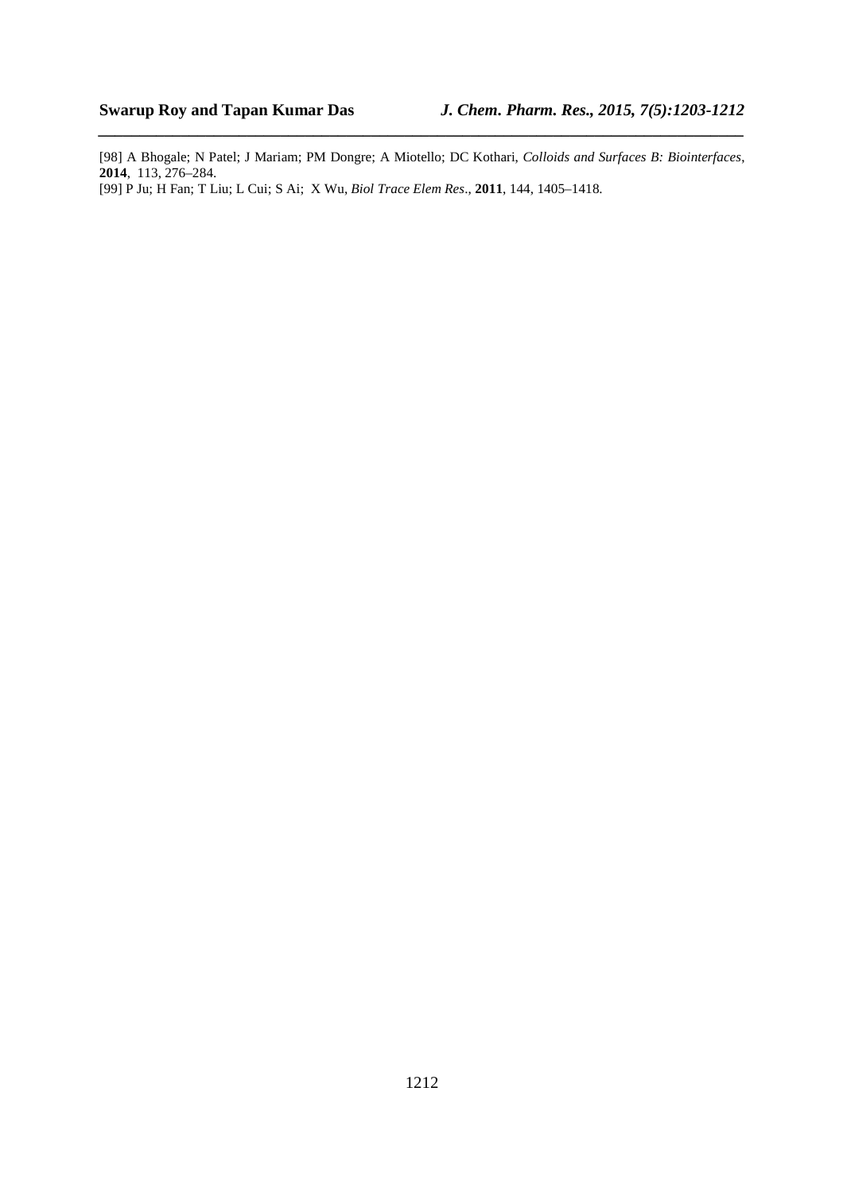[98] A Bhogale; N Patel; J Mariam; PM Dongre; A Miotello; DC Kothari, *Colloids and Surfaces B: Biointerfaces*, **2014**, 113, 276–284.

[99] P Ju; H Fan; T Liu; L Cui; S Ai; X Wu, *Biol Trace Elem Res*., **2011**, 144, 1405–1418.